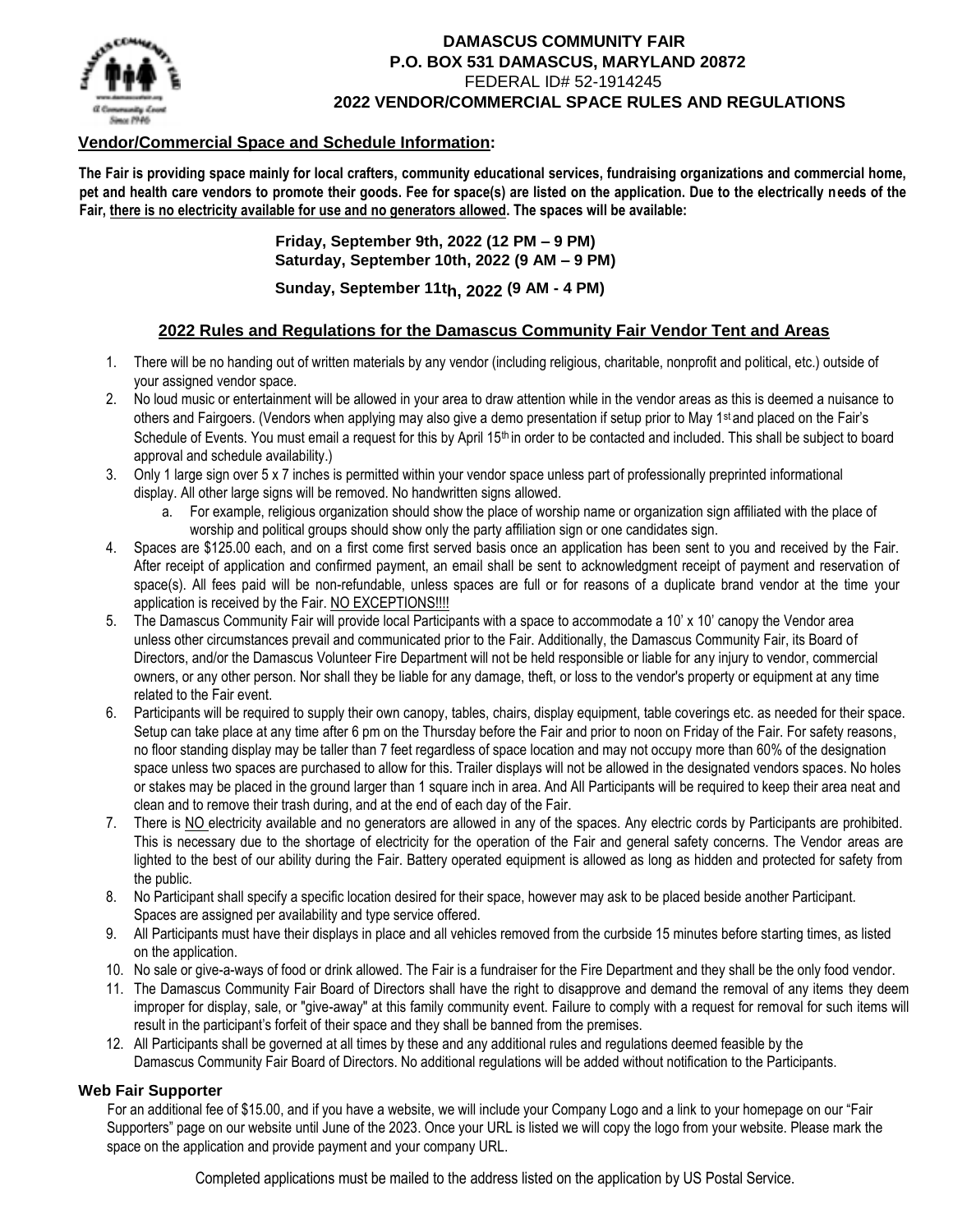# DAMASCUS COMMUNITY FAIR
**P.O. BOX 531 DAMASCUS, MARYLAND 20872**
FEDERAL ID# 52-1914245
**2022 VENDOR/COMMERCIAL SPACE RULES AND REGULATIONS**

## Vendor/Commercial Space and Schedule Information:

**The Fair is providing space mainly for local crafters, community educational services, fundraising organizations and commercial home, pet and health care vendors to promote their goods. Fee for space(s) are listed on the application. Due to the electrically needs of the Fair, there is no electricity available for use and no generators allowed. The spaces will be available:**

**Friday, September 9th, 2022 (12 PM – 9 PM)**
**Saturday, September 10th, 2022 (9 AM – 9 PM)**
**Sunday, September 11th, 2022 (9 AM - 4 PM)**

## 2022 Rules and Regulations for the Damascus Community Fair Vendor Tent and Areas

1. There will be no handing out of written materials by any vendor (including religious, charitable, nonprofit and political, etc.) outside of your assigned vendor space.
2. No loud music or entertainment will be allowed in your area to draw attention while in the vendor areas as this is deemed a nuisance to others and Fairgoers. (Vendors when applying may also give a demo presentation if setup prior to May 1st and placed on the Fair's Schedule of Events. You must email a request for this by April 15th in order to be contacted and included. This shall be subject to board approval and schedule availability.)
3. Only 1 large sign over 5 x 7 inches is permitted within your vendor space unless part of professionally preprinted informational display. All other large signs will be removed. No handwritten signs allowed.
   a. For example, religious organization should show the place of worship name or organization sign affiliated with the place of worship and political groups should show only the party affiliation sign or one candidates sign.
4. Spaces are $125.00 each, and on a first come first served basis once an application has been sent to you and received by the Fair. After receipt of application and confirmed payment, an email shall be sent to acknowledgment receipt of payment and reservation of space(s). All fees paid will be non-refundable, unless spaces are full or for reasons of a duplicate brand vendor at the time your application is received by the Fair. NO EXCEPTIONS!!!!
5. The Damascus Community Fair will provide local Participants with a space to accommodate a 10' x 10' canopy the Vendor area unless other circumstances prevail and communicated prior to the Fair. Additionally, the Damascus Community Fair, its Board of Directors, and/or the Damascus Volunteer Fire Department will not be held responsible or liable for any injury to vendor, commercial owners, or any other person. Nor shall they be liable for any damage, theft, or loss to the vendor's property or equipment at any time related to the Fair event.
6. Participants will be required to supply their own canopy, tables, chairs, display equipment, table coverings etc. as needed for their space. Setup can take place at any time after 6 pm on the Thursday before the Fair and prior to noon on Friday of the Fair. For safety reasons, no floor standing display may be taller than 7 feet regardless of space location and may not occupy more than 60% of the designation space unless two spaces are purchased to allow for this. Trailer displays will not be allowed in the designated vendors spaces. No holes or stakes may be placed in the ground larger than 1 square inch in area. And All Participants will be required to keep their area neat and clean and to remove their trash during, and at the end of each day of the Fair.
7. There is NO electricity available and no generators are allowed in any of the spaces. Any electric cords by Participants are prohibited. This is necessary due to the shortage of electricity for the operation of the Fair and general safety concerns. The Vendor areas are lighted to the best of our ability during the Fair. Battery operated equipment is allowed as long as hidden and protected for safety from the public.
8. No Participant shall specify a specific location desired for their space, however may ask to be placed beside another Participant. Spaces are assigned per availability and type service offered.
9. All Participants must have their displays in place and all vehicles removed from the curbside 15 minutes before starting times, as listed on the application.
10. No sale or give-a-ways of food or drink allowed. The Fair is a fundraiser for the Fire Department and they shall be the only food vendor.
11. The Damascus Community Fair Board of Directors shall have the right to disapprove and demand the removal of any items they deem improper for display, sale, or "give-away" at this family community event. Failure to comply with a request for removal for such items will result in the participant's forfeit of their space and they shall be banned from the premises.
12. All Participants shall be governed at all times by these and any additional rules and regulations deemed feasible by the Damascus Community Fair Board of Directors. No additional regulations will be added without notification to the Participants.

### Web Fair Supporter

For an additional fee of $15.00, and if you have a website, we will include your Company Logo and a link to your homepage on our "Fair Supporters" page on our website until June of the 2023. Once your URL is listed we will copy the logo from your website. Please mark the space on the application and provide payment and your company URL.

Completed applications must be mailed to the address listed on the application by US Postal Service.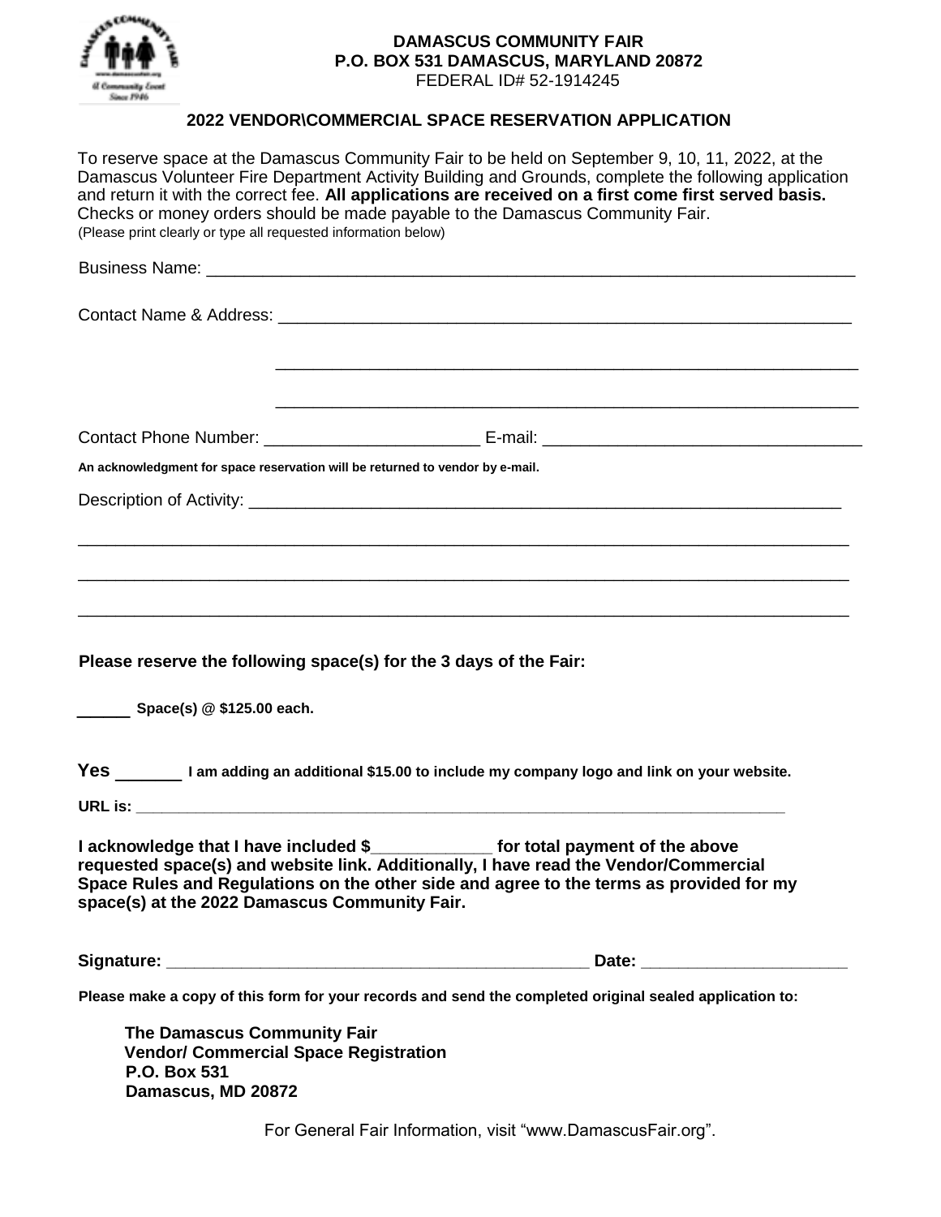**DAMASCUS COMMUNITY FAIR**
**P.O. BOX 531 DAMASCUS, MARYLAND 20872**
FEDERAL ID# 52-1914245

## 2022 VENDOR\COMMERCIAL SPACE RESERVATION APPLICATION

To reserve space at the Damascus Community Fair to be held on September 9, 10, 11, 2022, at the Damascus Volunteer Fire Department Activity Building and Grounds, complete the following application and return it with the correct fee. **All applications are received on a first come first served basis.** Checks or money orders should be made payable to the Damascus Community Fair.
(Please print clearly or type all requested information below)

Business Name: ______________________________________________________________

Contact Name & Address: ______________________________________________________

______________________________________________________

______________________________________________________

Contact Phone Number: ______________________ E-mail: ______________________________

**An acknowledgment for space reservation will be returned to vendor by e-mail.**

Description of Activity: ________________________________________________________

______________________________________________________________________________

______________________________________________________________________________

______________________________________________________________________________

**Please reserve the following space(s) for the 3 days of the Fair:**

______ **Space(s) @ $125.00 each.**

**Yes** _______ **I am adding an additional $15.00 to include my company logo and link on your website.**

**URL is:** ______________________________________________________________________

**I acknowledge that I have included $____________ for total payment of the above requested space(s) and website link. Additionally, I have read the Vendor/Commercial Space Rules and Regulations on the other side and agree to the terms as provided for my space(s) at the 2022 Damascus Community Fair.**

**Signature:** ____________________________________________ **Date:** ____________________

**Please make a copy of this form for your records and send the completed original sealed application to:**

**The Damascus Community Fair**
**Vendor/ Commercial Space Registration**
**P.O. Box 531**
**Damascus, MD 20872**

For General Fair Information, visit "www.DamascusFair.org".